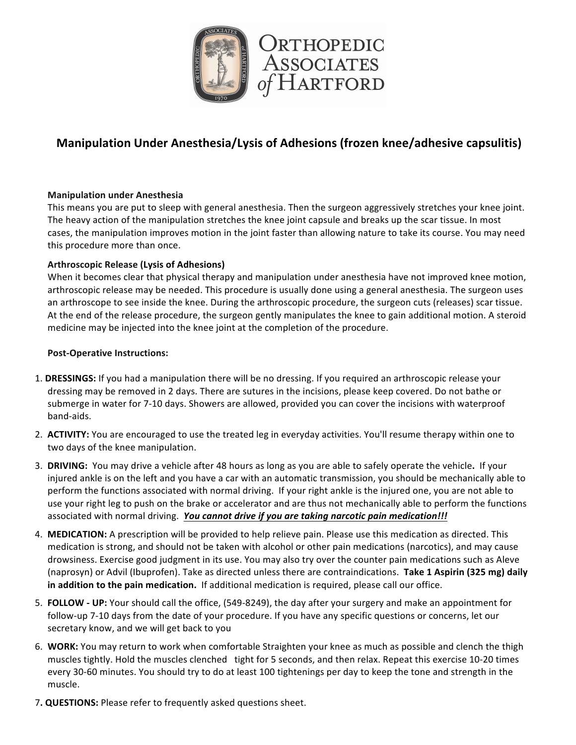# Orthopedic Associates of Hartford

## Manipulation Under Anesthesia/Lysis of Adhesions (frozen knee/adhesive capsulitis)

**Manipulation under Anesthesia**

This means you are put to sleep with general anesthesia. Then the surgeon aggressively stretches your knee joint. The heavy action of the manipulation stretches the knee joint capsule and breaks up the scar tissue. In most cases, the manipulation improves motion in the joint faster than allowing nature to take its course. You may need this procedure more than once.

**Arthroscopic Release (Lysis of Adhesions)**

When it becomes clear that physical therapy and manipulation under anesthesia have not improved knee motion, arthroscopic release may be needed. This procedure is usually done using a general anesthesia. The surgeon uses an arthroscope to see inside the knee. During the arthroscopic procedure, the surgeon cuts (releases) scar tissue. At the end of the release procedure, the surgeon gently manipulates the knee to gain additional motion. A steroid medicine may be injected into the knee joint at the completion of the procedure.

**Post-Operative Instructions:**

1. **DRESSINGS:** If you had a manipulation there will be no dressing. If you required an arthroscopic release your dressing may be removed in 2 days. There are sutures in the incisions, please keep covered. Do not bathe or submerge in water for 7-10 days. Showers are allowed, provided you can cover the incisions with waterproof band-aids.
2. **ACTIVITY:** You are encouraged to use the treated leg in everyday activities. You'll resume therapy within one to two days of the knee manipulation.
3. **DRIVING:** You may drive a vehicle after 48 hours as long as you are able to safely operate the vehicle**.** If your injured ankle is on the left and you have a car with an automatic transmission, you should be mechanically able to perform the functions associated with normal driving. If your right ankle is the injured one, you are not able to use your right leg to push on the brake or accelerator and are thus not mechanically able to perform the functions associated with normal driving. ***You cannot drive if you are taking narcotic pain medication!!!***
4. **MEDICATION:** A prescription will be provided to help relieve pain. Please use this medication as directed. This medication is strong, and should not be taken with alcohol or other pain medications (narcotics), and may cause drowsiness. Exercise good judgment in its use. You may also try over the counter pain medications such as Aleve (naprosyn) or Advil (Ibuprofen). Take as directed unless there are contraindications. **Take 1 Aspirin (325 mg) daily in addition to the pain medication.** If additional medication is required, please call our office.
5. **FOLLOW - UP:** Your should call the office, (549-8249), the day after your surgery and make an appointment for follow-up 7-10 days from the date of your procedure. If you have any specific questions or concerns, let our secretary know, and we will get back to you
6. **WORK:** You may return to work when comfortable Straighten your knee as much as possible and clench the thigh muscles tightly. Hold the muscles clenched tight for 5 seconds, and then relax. Repeat this exercise 10-20 times every 30-60 minutes. You should try to do at least 100 tightenings per day to keep the tone and strength in the muscle.
7. **QUESTIONS:** Please refer to frequently asked questions sheet.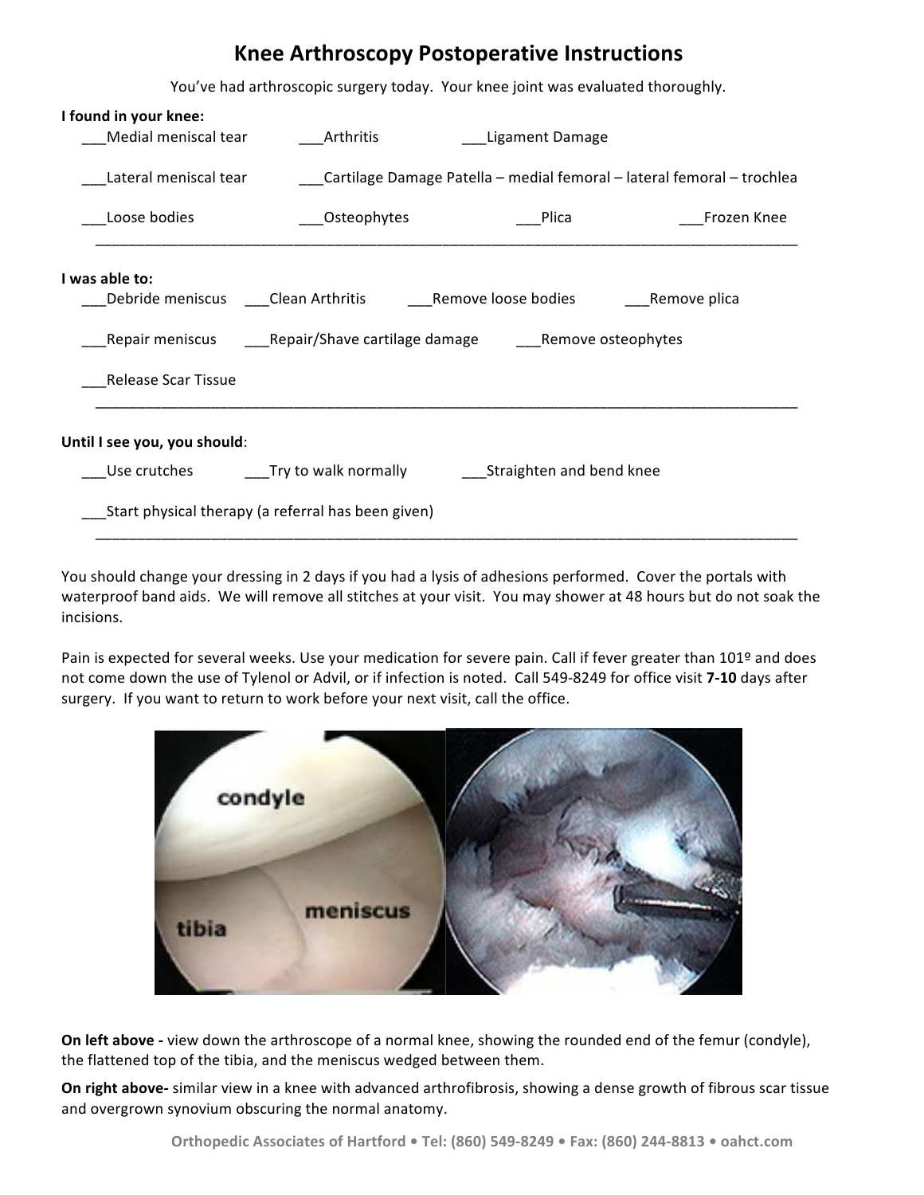# Knee Arthroscopy Postoperative Instructions

You've had arthroscopic surgery today. Your knee joint was evaluated thoroughly.

**I found in your knee:**

___Medial meniscal tear ___Arthritis ___Ligament Damage

___Lateral meniscal tear ___Cartilage Damage Patella – medial femoral – lateral femoral – trochlea

___Loose bodies ___Osteophytes ___Plica ___Frozen Knee

______________________________________________________________________________________

**I was able to:**

___Debride meniscus ___Clean Arthritis ___Remove loose bodies ___Remove plica

___Repair meniscus ___Repair/Shave cartilage damage ___Remove osteophytes

___Release Scar Tissue

______________________________________________________________________________________

**Until I see you, you should**:

___Use crutches ___Try to walk normally ___Straighten and bend knee

___Start physical therapy (a referral has been given)

______________________________________________________________________________________

You should change your dressing in 2 days if you had a lysis of adhesions performed. Cover the portals with waterproof band aids. We will remove all stitches at your visit. You may shower at 48 hours but do not soak the incisions.

Pain is expected for several weeks. Use your medication for severe pain. Call if fever greater than 101º and does not come down the use of Tylenol or Advil, or if infection is noted. Call 549-8249 for office visit **7-10** days after surgery. If you want to return to work before your next visit, call the office.

condyle

tibia

meniscus

**On left above -** view down the arthroscope of a normal knee, showing the rounded end of the femur (condyle), the flattened top of the tibia, and the meniscus wedged between them.

**On right above-** similar view in a knee with advanced arthrofibrosis, showing a dense growth of fibrous scar tissue and overgrown synovium obscuring the normal anatomy.

Orthopedic Associates of Hartford • Tel: (860) 549-8249 • Fax: (860) 244-8813 • oahct.com